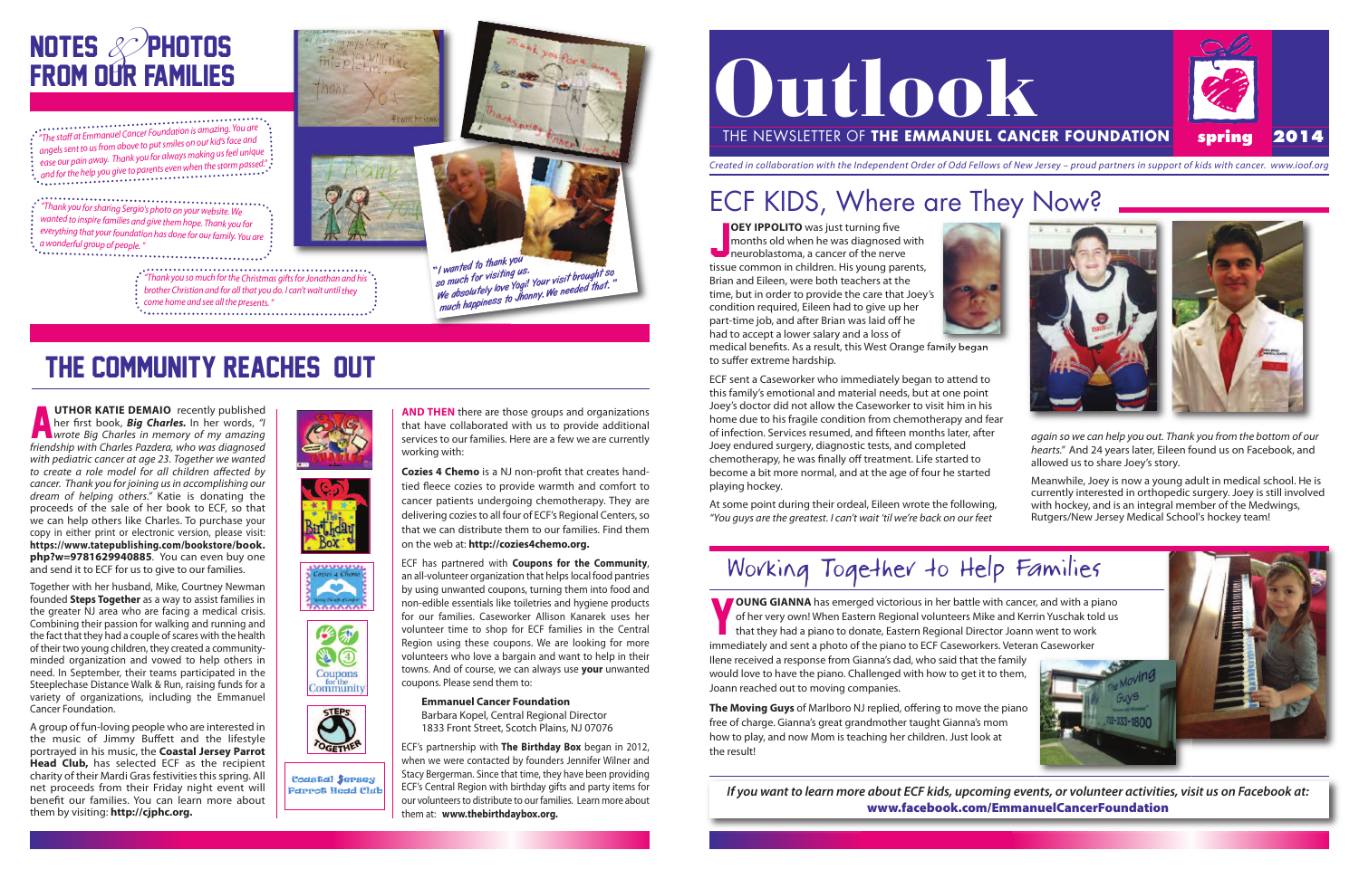# Outlook

THE NEWSLETTER OF **THE EMMANUEL CANCER FOUNDATION** spring 2014

*Created in collaboration with the Independent Order of Odd Fellows of New Jersey – proud partners in support of kids with cancer. www.ioof.org*

## NOTES & PHOTOS FROM OUR FAMILIES

*"The staff at Emmanuel Cancer Foundation is amazing. You are angels sent to us from above to put smiles on our kid's face and ease our pain away. Thank you for always making us feel unique and for the help you give to parents even when the storm passed!"*

*"Thank you for sharing Sergio's photo on your website. We wanted to inspire families and give them hope. Thank you for everything that your foundation has done for our family. You are a wonderful group of people."*

*"Thank you so much for the Christmas gifts for Jonathan and his brother Christian and for all that you do. I can't wait until they come home and see all the presents."*

*"I wanted to thank you so much for visiting us. We absolutely love Yogi! Your visit brought so much happiness to Jhonny. We needed that."*

## THE COMMUNITY REACHES OUT

**AUTHOR KATIE DEMAIO** recently published her first book, ***Big Charles.*** In her words, *"I wrote Big Charles in memory of my amazing friendship with Charles Pazdera, who was diagnosed with pediatric cancer at age 23. Together we wanted to create a role model for all children affected by cancer. Thank you for joining us in accomplishing our dream of helping others."* Katie is donating the proceeds of the sale of her book to ECF, so that we can help others like Charles. To purchase your copy in either print or electronic version, please visit: **https://www.tatepublishing.com/bookstore/book.php?w=9781629940885**. You can even buy one and send it to ECF for us to give to our families.

Together with her husband, Mike, Courtney Newman founded **Steps Together** as a way to assist families in the greater NJ area who are facing a medical crisis. Combining their passion for walking and running and the fact that they had a couple of scares with the health of their two young children, they created a community-minded organization and vowed to help others in need. In September, their teams participated in the Steeplechase Distance Walk & Run, raising funds for a variety of organizations, including the Emmanuel Cancer Foundation.

A group of fun-loving people who are interested in the music of Jimmy Buffett and the lifestyle portrayed in his music, the **Coastal Jersey Parrot Head Club,** has selected ECF as the recipient charity of their Mardi Gras festivities this spring. All net proceeds from their Friday night event will benefit our families. You can learn more about them by visiting: **http://cjphc.org.**

**AND THEN** there are those groups and organizations that have collaborated with us to provide additional services to our families. Here are a few we are currently working with:

**Cozies 4 Chemo** is a NJ non-profit that creates hand-tied fleece cozies to provide warmth and comfort to cancer patients undergoing chemotherapy. They are delivering cozies to all four of ECF's Regional Centers, so that we can distribute them to our families. Find them on the web at: **http://cozies4chemo.org.**

ECF has partnered with **Coupons for the Community**, an all-volunteer organization that helps local food pantries by using unwanted coupons, turning them into food and non-edible essentials like toiletries and hygiene products for our families. Caseworker Allison Kanarek uses her volunteer time to shop for ECF families in the Central Region using these coupons. We are looking for more volunteers who love a bargain and want to help in their towns. And of course, we can always use **your** unwanted coupons. Please send them to:

**Emmanuel Cancer Foundation**
Barbara Kopel, Central Regional Director
1833 Front Street, Scotch Plains, NJ 07076

ECF's partnership with **The Birthday Box** began in 2012, when we were contacted by founders Jennifer Wilner and Stacy Bergerman. Since that time, they have been providing ECF's Central Region with birthday gifts and party items for our volunteers to distribute to our families. Learn more about them at: **www.thebirthdaybox.org.**

## ECF KIDS, Where are They Now?

**JOEY IPPOLITO** was just turning five months old when he was diagnosed with neuroblastoma, a cancer of the nerve tissue common in children. His young parents, Brian and Eileen, were both teachers at the time, but in order to provide the care that Joey's condition required, Eileen had to give up her part-time job, and after Brian was laid off he had to accept a lower salary and a loss of medical benefits. As a result, this West Orange family began to suffer extreme hardship.

ECF sent a Caseworker who immediately began to attend to this family's emotional and material needs, but at one point Joey's doctor did not allow the Caseworker to visit him in his home due to his fragile condition from chemotherapy and fear of infection. Services resumed, and fifteen months later, after Joey endured surgery, diagnostic tests, and completed chemotherapy, he was finally off treatment. Life started to become a bit more normal, and at the age of four he started playing hockey.

At some point during their ordeal, Eileen wrote the following, *"You guys are the greatest. I can't wait 'til we're back on our feet again so we can help you out. Thank you from the bottom of our hearts."* And 24 years later, Eileen found us on Facebook, and allowed us to share Joey's story.

Meanwhile, Joey is now a young adult in medical school. He is currently interested in orthopedic surgery. Joey is still involved with hockey, and is an integral member of the Medwings, Rutgers/New Jersey Medical School's hockey team!

## Working Together to Help Families

**YOUNG GIANNA** has emerged victorious in her battle with cancer, and with a piano of her very own! When Eastern Regional volunteers Mike and Kerrin Yuschak told us that they had a piano to donate, Eastern Regional Director Joann went to work immediately and sent a photo of the piano to ECF Caseworkers. Veteran Caseworker Ilene received a response from Gianna's dad, who said that the family would love to have the piano. Challenged with how to get it to them, Joann reached out to moving companies.

**The Moving Guys** of Marlboro NJ replied, offering to move the piano free of charge. Gianna's great grandmother taught Gianna's mom how to play, and now Mom is teaching her children. Just look at the result!

***If you want to learn more about ECF kids, upcoming events, or volunteer activities, visit us on Facebook at:***
**www.facebook.com/EmmanuelCancerFoundation**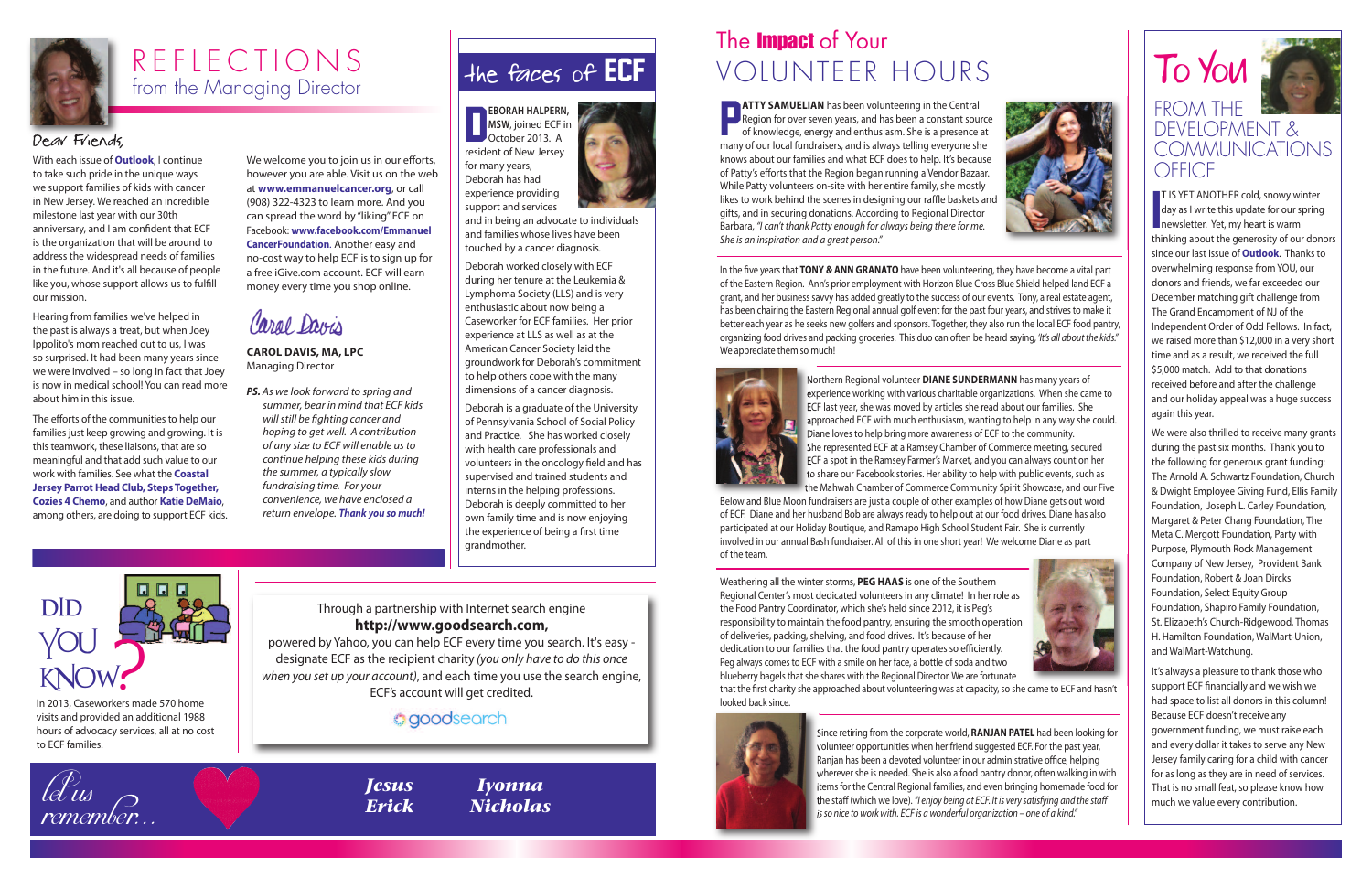# REFLECTIONS from the Managing Director

Dear Friends,

With each issue of **Outlook**, I continue to take such pride in the unique ways we support families of kids with cancer in New Jersey. We reached an incredible milestone last year with our 30th anniversary, and I am confident that ECF is the organization that will be around to address the widespread needs of families in the future. And it's all because of people like you, whose support allows us to fulfill our mission.

Hearing from families we've helped in the past is always a treat, but when Joey Ippolito's mom reached out to us, I was so surprised. It had been many years since we were involved – so long in fact that Joey is now in medical school! You can read more about him in this issue.

The efforts of the communities to help our families just keep growing and growing. It is this teamwork, these liaisons, that are so meaningful and that add such value to our work with families. See what the **Coastal Jersey Parrot Head Club, Steps Together, Cozies 4 Chemo**, and author **Katie DeMaio**, among others, are doing to support ECF kids.

We welcome you to join us in our efforts, however you are able. Visit us on the web at **www.emmanuelcancer.org**, or call (908) 322-4323 to learn more. And you can spread the word by "liking" ECF on Facebook: **www.facebook.com/Emmanuel CancerFoundation**. Another easy and no-cost way to help ECF is to sign up for a free iGive.com account. ECF will earn money every time you shop online.

Carol Davis

**CAROL DAVIS, MA, LPC**
Managing Director

*PS. As we look forward to spring and summer, bear in mind that ECF kids will still be fighting cancer and hoping to get well. A contribution of any size to ECF will enable us to continue helping these kids during the summer, a typically slow fundraising time. For your convenience, we have enclosed a return envelope.* ***Thank you so much!***

# the faces of ECF

**DEBORAH HALPERN, MSW,** joined ECF in October 2013. A resident of New Jersey for many years, Deborah has had experience providing support and services and in being an advocate to individuals and families whose lives have been touched by a cancer diagnosis.

Deborah worked closely with ECF during her tenure at the Leukemia & Lymphoma Society (LLS) and is very enthusiastic about now being a Caseworker for ECF families. Her prior experience at LLS as well as at the American Cancer Society laid the groundwork for Deborah's commitment to help others cope with the many dimensions of a cancer diagnosis.

Deborah is a graduate of the University of Pennsylvania School of Social Policy and Practice. She has worked closely with health care professionals and volunteers in the oncology field and has supervised and trained students and interns in the helping professions. Deborah is deeply committed to her own family time and is now enjoying the experience of being a first time grandmother.

# DID YOU KNOW?

In 2013, Caseworkers made 570 home visits and provided an additional 1988 hours of advocacy services, all at no cost to ECF families.

Through a partnership with Internet search engine **http://www.goodsearch.com,** powered by Yahoo, you can help ECF every time you search. It's easy - designate ECF as the recipient charity *(you only have to do this once when you set up your account)*, and each time you use the search engine, ECF's account will get credited.

goodsearch

*let us remember...*

**Jesus Erick**

**Iyonna Nicholas**

# The Impact of Your VOLUNTEER HOURS

**PATTY SAMUELIAN** has been volunteering in the Central Region for over seven years, and has been a constant source of knowledge, energy and enthusiasm. She is a presence at many of our local fundraisers, and is always telling everyone she knows about our families and what ECF does to help. It's because of Patty's efforts that the Region began running a Vendor Bazaar. While Patty volunteers on-site with her entire family, she mostly likes to work behind the scenes in designing our raffle baskets and gifts, and in securing donations. According to Regional Director Barbara, *"I can't thank Patty enough for always being there for me. She is an inspiration and a great person."*

In the five years that **TONY & ANN GRANATO** have been volunteering, they have become a vital part of the Eastern Region. Ann's prior employment with Horizon Blue Cross Blue Shield helped land ECF a grant, and her business savvy has added greatly to the success of our events. Tony, a real estate agent, has been chairing the Eastern Regional annual golf event for the past four years, and strives to make it better each year as he seeks new golfers and sponsors. Together, they also run the local ECF food pantry, organizing food drives and packing groceries. This duo can often be heard saying, *'It's all about the kids.'* We appreciate them so much!

Northern Regional volunteer **DIANE SUNDERMANN** has many years of experience working with various charitable organizations. When she came to ECF last year, she was moved by articles she read about our families. She approached ECF with much enthusiasm, wanting to help in any way she could. Diane loves to help bring more awareness of ECF to the community. She represented ECF at a Ramsey Chamber of Commerce meeting, secured ECF a spot in the Ramsey Farmer's Market, and you can always count on her to share our Facebook stories. Her ability to help with public events, such as the Mahwah Chamber of Commerce Community Spirit Showcase, and our Five Below and Blue Moon fundraisers are just a couple of other examples of how Diane gets out word of ECF. Diane and her husband Bob are always ready to help out at our food drives. Diane has also participated at our Holiday Boutique, and Ramapo High School Student Fair. She is currently involved in our annual Bash fundraiser. All of this in one short year! We welcome Diane as part of the team.

Weathering all the winter storms, **PEG HAAS** is one of the Southern Regional Center's most dedicated volunteers in any climate! In her role as the Food Pantry Coordinator, which she's held since 2012, it is Peg's responsibility to maintain the food pantry, ensuring the smooth operation of deliveries, packing, shelving, and food drives. It's because of her dedication to our families that the food pantry operates so efficiently. Peg always comes to ECF with a smile on her face, a bottle of soda and two blueberry bagels that she shares with the Regional Director. We are fortunate that the first charity she approached about volunteering was at capacity, so she came to ECF and hasn't looked back since.

Since retiring from the corporate world, **RANJAN PATEL** had been looking for volunteer opportunities when her friend suggested ECF. For the past year, Ranjan has been a devoted volunteer in our administrative office, helping wherever she is needed. She is also a food pantry donor, often walking in with items for the Central Regional families, and even bringing homemade food for the staff (which we love). *"I enjoy being at ECF. It is very satisfying and the staff is so nice to work with. ECF is a wonderful organization – one of a kind."*

# To You FROM THE DEVELOPMENT & COMMUNICATIONS OFFICE

IT IS YET ANOTHER cold, snowy winter day as I write this update for our spring newsletter. Yet, my heart is warm thinking about the generosity of our donors since our last issue of **Outlook**. Thanks to overwhelming response from YOU, our donors and friends, we far exceeded our December matching gift challenge from The Grand Encampment of NJ of the Independent Order of Odd Fellows. In fact, we raised more than $12,000 in a very short time and as a result, we received the full $5,000 match. Add to that donations received before and after the challenge and our holiday appeal was a huge success again this year.

We were also thrilled to receive many grants during the past six months. Thank you to the following for generous grant funding: The Arnold A. Schwartz Foundation, Church & Dwight Employee Giving Fund, Ellis Family Foundation, Joseph L. Carley Foundation, Margaret & Peter Chang Foundation, The Meta C. Mergott Foundation, Party with Purpose, Plymouth Rock Management Company of New Jersey, Provident Bank Foundation, Robert & Joan Dircks Foundation, Select Equity Group Foundation, Shapiro Family Foundation, St. Elizabeth's Church-Ridgewood, Thomas H. Hamilton Foundation, WalMart-Union, and WalMart-Watchung.

It's always a pleasure to thank those who support ECF financially and we wish we had space to list all donors in this column! Because ECF doesn't receive any government funding, we must raise each and every dollar it takes to serve any New Jersey family caring for a child with cancer for as long as they are in need of services. That is no small feat, so please know how much we value every contribution.